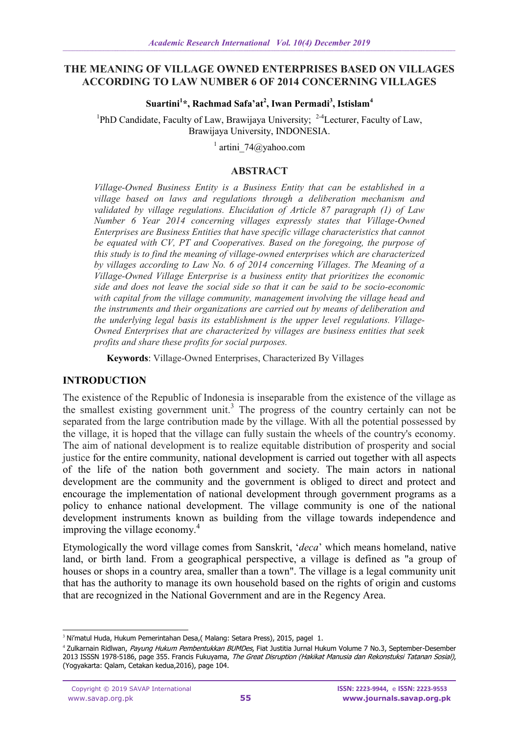# THE MEANING OF VILLAGE OWNED ENTERPRISES BASED ON VILLAGES ACCORDING TO LAW NUMBER 6 OF 2014 CONCERNING VILLAGES

**Suartini[1]*, Rachmad Safa'at[2], Iwan Permadi[3], Istislam[4]**

[1]PhD Candidate, Faculty of Law, Brawijaya University; [2-4]Lecturer, Faculty of Law, Brawijaya University, INDONESIA.

[1] artini_74@yahoo.com

## ABSTRACT

*Village-Owned Business Entity is a Business Entity that can be established in a village based on laws and regulations through a deliberation mechanism and validated by village regulations. Elucidation of Article 87 paragraph (1) of Law Number 6 Year 2014 concerning villages expressly states that Village-Owned Enterprises are Business Entities that have specific village characteristics that cannot be equated with CV, PT and Cooperatives. Based on the foregoing, the purpose of this study is to find the meaning of village-owned enterprises which are characterized by villages according to Law No. 6 of 2014 concerning Villages. The Meaning of a Village-Owned Village Enterprise is a business entity that prioritizes the economic side and does not leave the social side so that it can be said to be socio-economic with capital from the village community, management involving the village head and the instruments and their organizations are carried out by means of deliberation and the underlying legal basis its establishment is the upper level regulations. Village-Owned Enterprises that are characterized by villages are business entities that seek profits and share these profits for social purposes.*

**Keywords**: Village-Owned Enterprises, Characterized By Villages

## INTRODUCTION

The existence of the Republic of Indonesia is inseparable from the existence of the village as the smallest existing government unit.[3] The progress of the country certainly can not be separated from the large contribution made by the village. With all the potential possessed by the village, it is hoped that the village can fully sustain the wheels of the country's economy. The aim of national development is to realize equitable distribution of prosperity and social justice for the entire community, national development is carried out together with all aspects of the life of the nation both government and society. The main actors in national development are the community and the government is obliged to direct and encourage the implementation of national development through government programs as a policy to enhance national development. The village community is one of the national development instruments known as building from the village towards independence and improving the village economy.[4]

Etymologically the word village comes from Sanskrit, '*deca*' which means homeland, native land, or birth land. From a geographical perspective, a village is defined as "a group of houses or shops in a country area, smaller than a town". The village is a legal community unit that has the authority to manage its own household based on the rights of origin and customs that are recognized in the National Government and are in the Regency Area.

---

[3] Ni'matul Huda, Hukum Pemerintahan Desa,( Malang: Setara Press), 2015, pagel 1.

[4] Zulkarnain Ridlwan, *Payung Hukum Pembentukkan BUMDes*, Fiat Justitia Jurnal Hukum Volume 7 No.3, September-Desember 2013 ISSSN 1978-5186, page 355. Francis Fukuyama, *The Great Disruption (Hakikat Manusia dan Rekonstuksi Tatanan Sosial)*, (Yogyakarta: Qalam, Cetakan kedua,2016), page 104.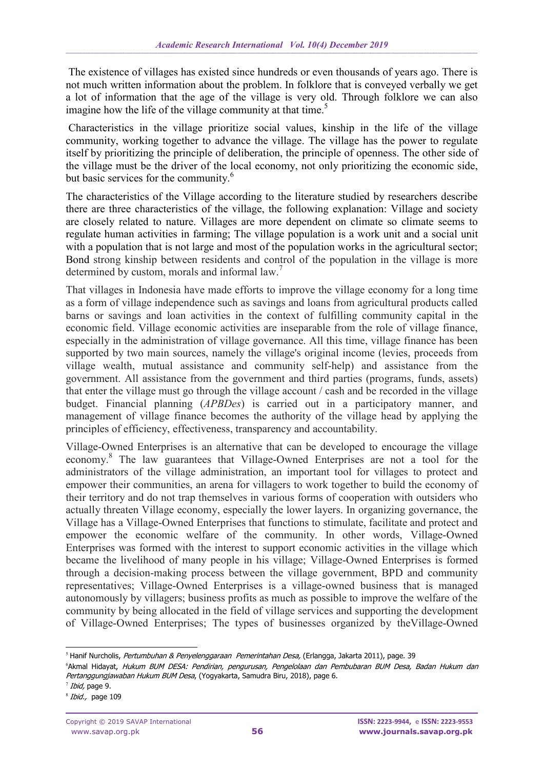The existence of villages has existed since hundreds or even thousands of years ago. There is not much written information about the problem. In folklore that is conveyed verbally we get a lot of information that the age of the village is very old. Through folklore we can also imagine how the life of the village community at that time.[5]

Characteristics in the village prioritize social values, kinship in the life of the village community, working together to advance the village. The village has the power to regulate itself by prioritizing the principle of deliberation, the principle of openness. The other side of the village must be the driver of the local economy, not only prioritizing the economic side, but basic services for the community.[6]

The characteristics of the Village according to the literature studied by researchers describe there are three characteristics of the village, the following explanation: Village and society are closely related to nature. Villages are more dependent on climate so climate seems to regulate human activities in farming; The village population is a work unit and a social unit with a population that is not large and most of the population works in the agricultural sector; Bond strong kinship between residents and control of the population in the village is more determined by custom, morals and informal law.[7]

That villages in Indonesia have made efforts to improve the village economy for a long time as a form of village independence such as savings and loans from agricultural products called barns or savings and loan activities in the context of fulfilling community capital in the economic field. Village economic activities are inseparable from the role of village finance, especially in the administration of village governance. All this time, village finance has been supported by two main sources, namely the village's original income (levies, proceeds from village wealth, mutual assistance and community self-help) and assistance from the government. All assistance from the government and third parties (programs, funds, assets) that enter the village must go through the village account / cash and be recorded in the village budget. Financial planning (*APBDes*) is carried out in a participatory manner, and management of village finance becomes the authority of the village head by applying the principles of efficiency, effectiveness, transparency and accountability.

Village-Owned Enterprises is an alternative that can be developed to encourage the village economy.[8] The law guarantees that Village-Owned Enterprises are not a tool for the administrators of the village administration, an important tool for villages to protect and empower their communities, an arena for villagers to work together to build the economy of their territory and do not trap themselves in various forms of cooperation with outsiders who actually threaten Village economy, especially the lower layers. In organizing governance, the Village has a Village-Owned Enterprises that functions to stimulate, facilitate and protect and empower the economic welfare of the community. In other words, Village-Owned Enterprises was formed with the interest to support economic activities in the village which became the livelihood of many people in his village; Village-Owned Enterprises is formed through a decision-making process between the village government, BPD and community representatives; Village-Owned Enterprises is a village-owned business that is managed autonomously by villagers; business profits as much as possible to improve the welfare of the community by being allocated in the field of village services and supporting the development of Village-Owned Enterprises; The types of businesses organized by theVillage-Owned

---

[5] Hanif Nurcholis, *Pertumbuhan & Penyelenggaraan Pemerintahan Desa,* (Erlangga, Jakarta 2011), page. 39

[6] Akmal Hidayat, *Hukum BUM DESA: Pendirian, pengurusan, Pengelolaan dan Pembubaran BUM Desa, Badan Hukum dan Pertanggungjawaban Hukum BUM Desa*, (Yogyakarta, Samudra Biru, 2018), page 6.

[7] *Ibid,* page 9.

[8] *Ibid.,* page 109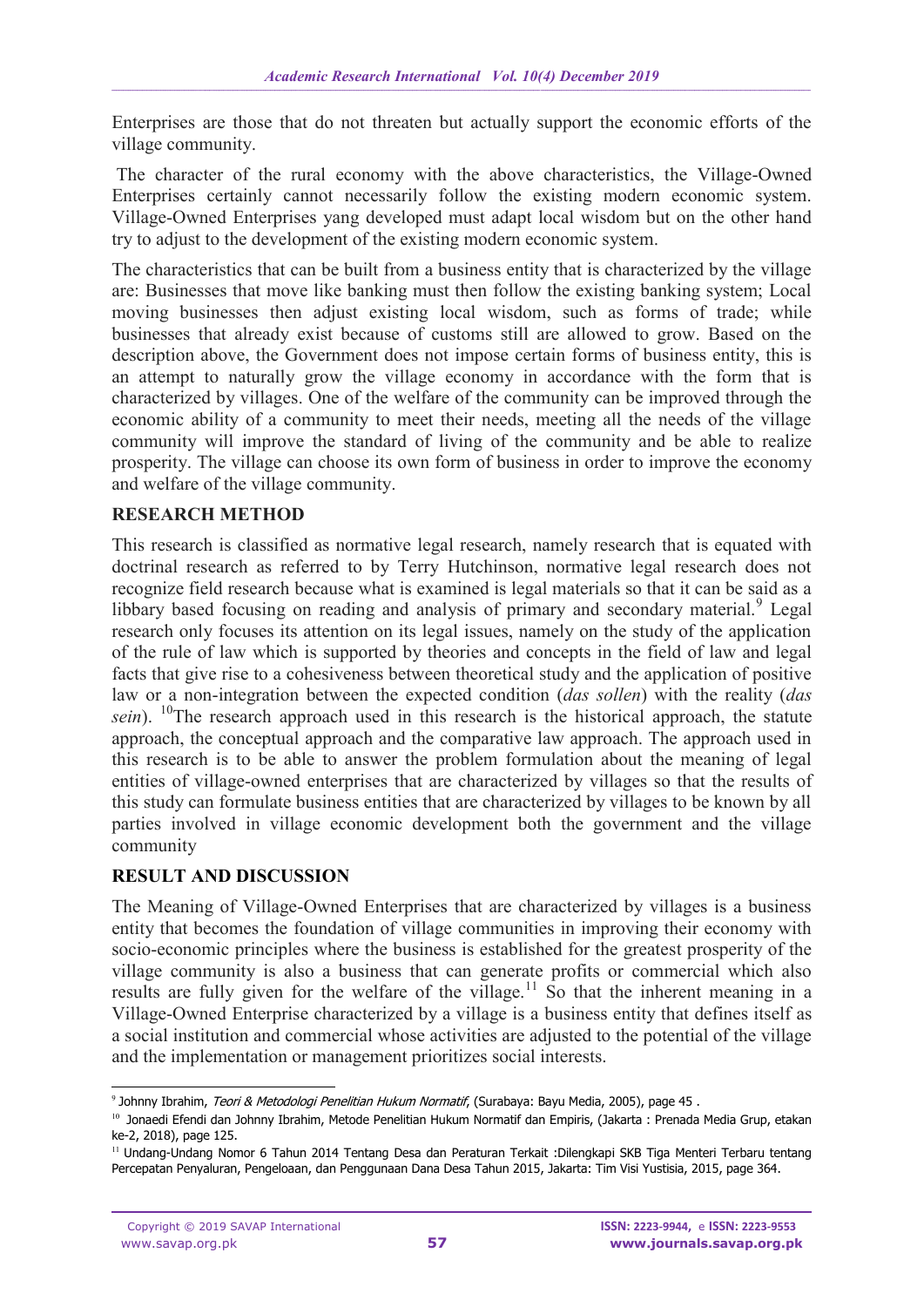Enterprises are those that do not threaten but actually support the economic efforts of the village community.

The character of the rural economy with the above characteristics, the Village-Owned Enterprises certainly cannot necessarily follow the existing modern economic system. Village-Owned Enterprises yang developed must adapt local wisdom but on the other hand try to adjust to the development of the existing modern economic system.

The characteristics that can be built from a business entity that is characterized by the village are: Businesses that move like banking must then follow the existing banking system; Local moving businesses then adjust existing local wisdom, such as forms of trade; while businesses that already exist because of customs still are allowed to grow. Based on the description above, the Government does not impose certain forms of business entity, this is an attempt to naturally grow the village economy in accordance with the form that is characterized by villages. One of the welfare of the community can be improved through the economic ability of a community to meet their needs, meeting all the needs of the village community will improve the standard of living of the community and be able to realize prosperity. The village can choose its own form of business in order to improve the economy and welfare of the village community.

## RESEARCH METHOD

This research is classified as normative legal research, namely research that is equated with doctrinal research as referred to by Terry Hutchinson, normative legal research does not recognize field research because what is examined is legal materials so that it can be said as a libbary based focusing on reading and analysis of primary and secondary material.[9] Legal research only focuses its attention on its legal issues, namely on the study of the application of the rule of law which is supported by theories and concepts in the field of law and legal facts that give rise to a cohesiveness between theoretical study and the application of positive law or a non-integration between the expected condition (*das sollen*) with the reality (*das sein*). [10]The research approach used in this research is the historical approach, the statute approach, the conceptual approach and the comparative law approach. The approach used in this research is to be able to answer the problem formulation about the meaning of legal entities of village-owned enterprises that are characterized by villages so that the results of this study can formulate business entities that are characterized by villages to be known by all parties involved in village economic development both the government and the village community

## RESULT AND DISCUSSION

The Meaning of Village-Owned Enterprises that are characterized by villages is a business entity that becomes the foundation of village communities in improving their economy with socio-economic principles where the business is established for the greatest prosperity of the village community is also a business that can generate profits or commercial which also results are fully given for the welfare of the village.[11] So that the inherent meaning in a Village-Owned Enterprise characterized by a village is a business entity that defines itself as a social institution and commercial whose activities are adjusted to the potential of the village and the implementation or management prioritizes social interests.

---

[9] Johnny Ibrahim, *Teori & Metodologi Penelitian Hukum Normatif*, (Surabaya: Bayu Media, 2005), page 45 .

[10] Jonaedi Efendi dan Johnny Ibrahim, Metode Penelitian Hukum Normatif dan Empiris, (Jakarta : Prenada Media Grup, etakan ke-2, 2018), page 125.

[11] Undang-Undang Nomor 6 Tahun 2014 Tentang Desa dan Peraturan Terkait :Dilengkapi SKB Tiga Menteri Terbaru tentang Percepatan Penyaluran, Pengeloaan, dan Penggunaan Dana Desa Tahun 2015, Jakarta: Tim Visi Yustisia, 2015, page 364.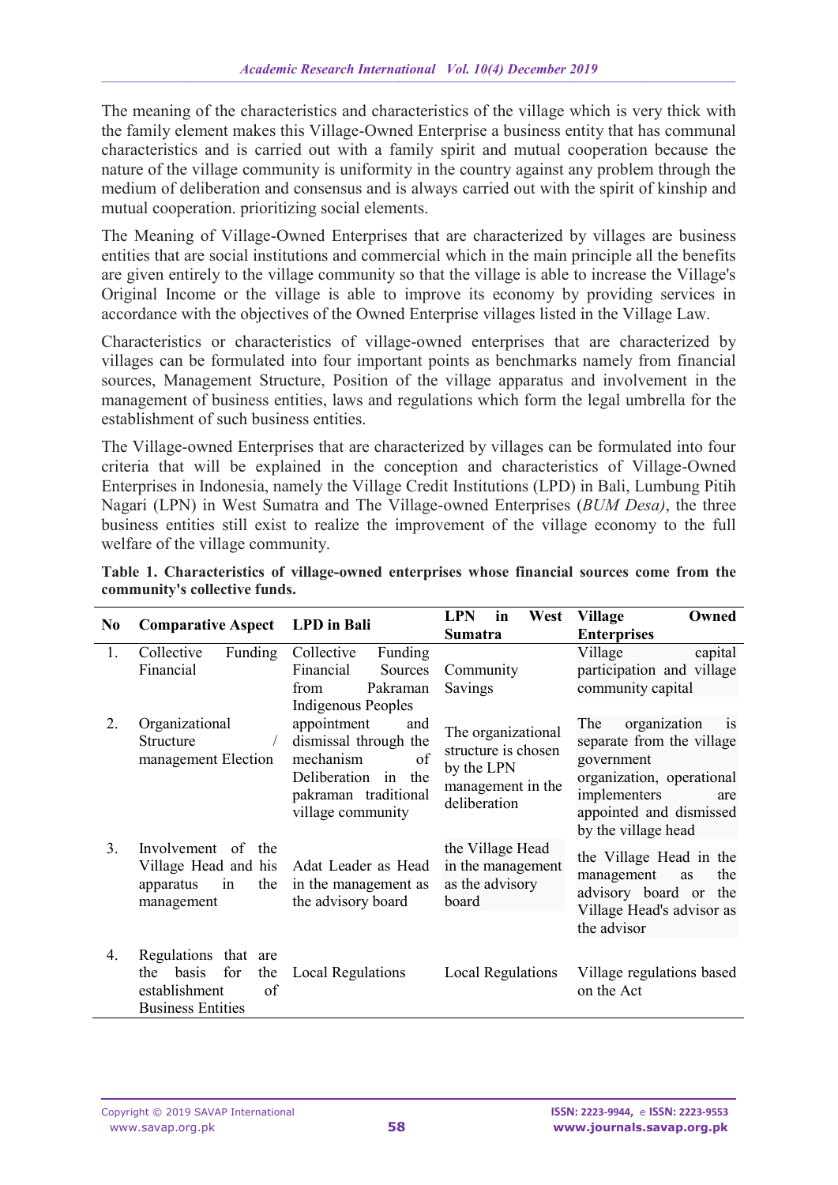The meaning of the characteristics and characteristics of the village which is very thick with the family element makes this Village-Owned Enterprise a business entity that has communal characteristics and is carried out with a family spirit and mutual cooperation because the nature of the village community is uniformity in the country against any problem through the medium of deliberation and consensus and is always carried out with the spirit of kinship and mutual cooperation. prioritizing social elements.

The Meaning of Village-Owned Enterprises that are characterized by villages are business entities that are social institutions and commercial which in the main principle all the benefits are given entirely to the village community so that the village is able to increase the Village's Original Income or the village is able to improve its economy by providing services in accordance with the objectives of the Owned Enterprise villages listed in the Village Law.

Characteristics or characteristics of village-owned enterprises that are characterized by villages can be formulated into four important points as benchmarks namely from financial sources, Management Structure, Position of the village apparatus and involvement in the management of business entities, laws and regulations which form the legal umbrella for the establishment of such business entities.

The Village-owned Enterprises that are characterized by villages can be formulated into four criteria that will be explained in the conception and characteristics of Village-Owned Enterprises in Indonesia, namely the Village Credit Institutions (LPD) in Bali, Lumbung Pitih Nagari (LPN) in West Sumatra and The Village-owned Enterprises (*BUM Desa)*, the three business entities still exist to realize the improvement of the village economy to the full welfare of the village community.

**Table 1. Characteristics of village-owned enterprises whose financial sources come from the community's collective funds.**

| No | Comparative Aspect | LPD in Bali | LPN in West Sumatra | Village Owned Enterprises |
|---|---|---|---|---|
| 1. | Collective Funding Financial | Collective Funding Financial Sources from Pakraman Indigenous Peoples | Community Savings | Village capital participation and village community capital |
| 2. | Organizational Structure / management Election | appointment and dismissal through the mechanism of Deliberation in the pakraman traditional village community | The organizational structure is chosen by the LPN management in the deliberation | The organization is separate from the village government organization, operational implementers are appointed and dismissed by the village head |
| 3. | Involvement of the Village Head and his apparatus in the management | Adat Leader as Head in the management as the advisory board | the Village Head in the management as the advisory board | the Village Head in the management as the advisory board or the Village Head's advisor as the advisor |
| 4. | Regulations that are the basis for the establishment of Business Entities | Local Regulations | Local Regulations | Village regulations based on the Act |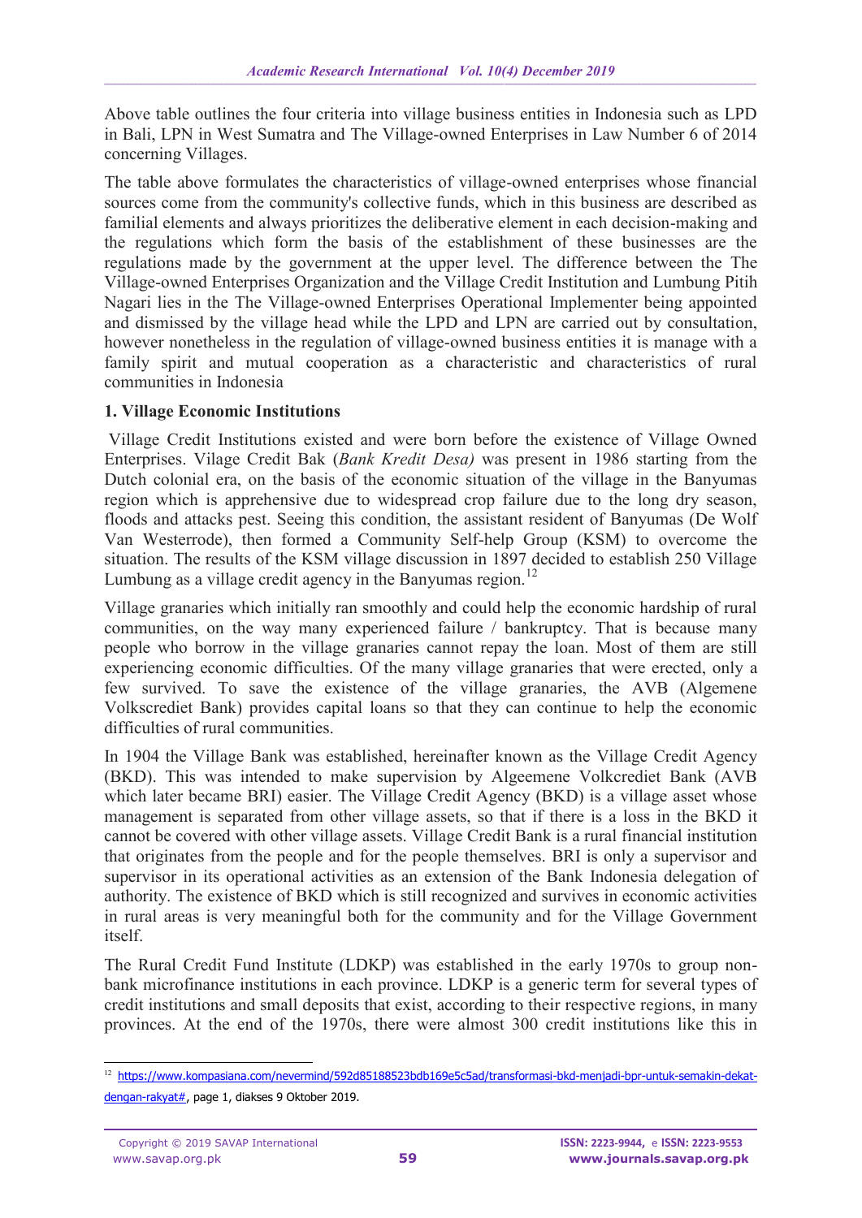Above table outlines the four criteria into village business entities in Indonesia such as LPD in Bali, LPN in West Sumatra and The Village-owned Enterprises in Law Number 6 of 2014 concerning Villages.

The table above formulates the characteristics of village-owned enterprises whose financial sources come from the community's collective funds, which in this business are described as familial elements and always prioritizes the deliberative element in each decision-making and the regulations which form the basis of the establishment of these businesses are the regulations made by the government at the upper level. The difference between the The Village-owned Enterprises Organization and the Village Credit Institution and Lumbung Pitih Nagari lies in the The Village-owned Enterprises Operational Implementer being appointed and dismissed by the village head while the LPD and LPN are carried out by consultation, however nonetheless in the regulation of village-owned business entities it is manage with a family spirit and mutual cooperation as a characteristic and characteristics of rural communities in Indonesia

**1. Village Economic Institutions**

Village Credit Institutions existed and were born before the existence of Village Owned Enterprises. Vilage Credit Bak (*Bank Kredit Desa)* was present in 1986 starting from the Dutch colonial era, on the basis of the economic situation of the village in the Banyumas region which is apprehensive due to widespread crop failure due to the long dry season, floods and attacks pest. Seeing this condition, the assistant resident of Banyumas (De Wolf Van Westerrode), then formed a Community Self-help Group (KSM) to overcome the situation. The results of the KSM village discussion in 1897 decided to establish 250 Village Lumbung as a village credit agency in the Banyumas region.[12]

Village granaries which initially ran smoothly and could help the economic hardship of rural communities, on the way many experienced failure / bankruptcy. That is because many people who borrow in the village granaries cannot repay the loan. Most of them are still experiencing economic difficulties. Of the many village granaries that were erected, only a few survived. To save the existence of the village granaries, the AVB (Algemene Volkscrediet Bank) provides capital loans so that they can continue to help the economic difficulties of rural communities.

In 1904 the Village Bank was established, hereinafter known as the Village Credit Agency (BKD). This was intended to make supervision by Algeemene Volkcrediet Bank (AVB which later became BRI) easier. The Village Credit Agency (BKD) is a village asset whose management is separated from other village assets, so that if there is a loss in the BKD it cannot be covered with other village assets. Village Credit Bank is a rural financial institution that originates from the people and for the people themselves. BRI is only a supervisor and supervisor in its operational activities as an extension of the Bank Indonesia delegation of authority. The existence of BKD which is still recognized and survives in economic activities in rural areas is very meaningful both for the community and for the Village Government itself.

The Rural Credit Fund Institute (LDKP) was established in the early 1970s to group non-bank microfinance institutions in each province. LDKP is a generic term for several types of credit institutions and small deposits that exist, according to their respective regions, in many provinces. At the end of the 1970s, there were almost 300 credit institutions like this in

---

[12] https://www.kompasiana.com/nevermind/592d85188523bdb169e5c5ad/transformasi-bkd-menjadi-bpr-untuk-semakin-dekat-dengan-rakyat#, page 1, diakses 9 Oktober 2019.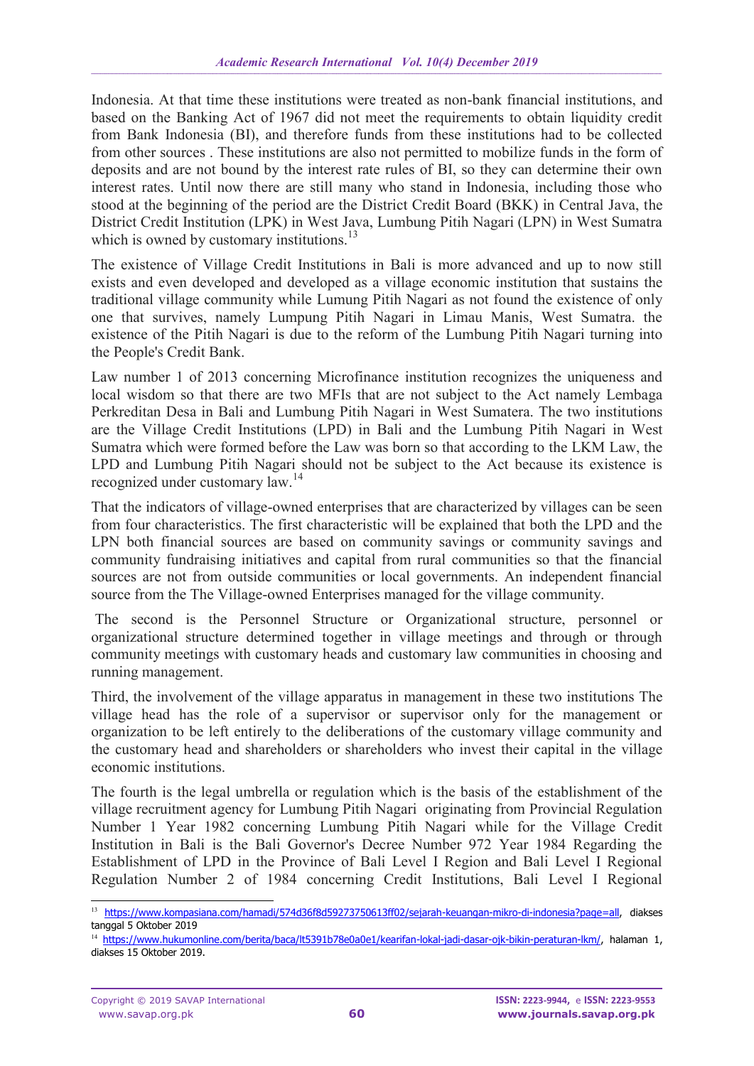Indonesia. At that time these institutions were treated as non-bank financial institutions, and based on the Banking Act of 1967 did not meet the requirements to obtain liquidity credit from Bank Indonesia (BI), and therefore funds from these institutions had to be collected from other sources . These institutions are also not permitted to mobilize funds in the form of deposits and are not bound by the interest rate rules of BI, so they can determine their own interest rates. Until now there are still many who stand in Indonesia, including those who stood at the beginning of the period are the District Credit Board (BKK) in Central Java, the District Credit Institution (LPK) in West Java, Lumbung Pitih Nagari (LPN) in West Sumatra which is owned by customary institutions.[13]

The existence of Village Credit Institutions in Bali is more advanced and up to now still exists and even developed and developed as a village economic institution that sustains the traditional village community while Lumung Pitih Nagari as not found the existence of only one that survives, namely Lumpung Pitih Nagari in Limau Manis, West Sumatra. the existence of the Pitih Nagari is due to the reform of the Lumbung Pitih Nagari turning into the People's Credit Bank.

Law number 1 of 2013 concerning Microfinance institution recognizes the uniqueness and local wisdom so that there are two MFIs that are not subject to the Act namely Lembaga Perkreditan Desa in Bali and Lumbung Pitih Nagari in West Sumatera. The two institutions are the Village Credit Institutions (LPD) in Bali and the Lumbung Pitih Nagari in West Sumatra which were formed before the Law was born so that according to the LKM Law, the LPD and Lumbung Pitih Nagari should not be subject to the Act because its existence is recognized under customary law.[14]

That the indicators of village-owned enterprises that are characterized by villages can be seen from four characteristics. The first characteristic will be explained that both the LPD and the LPN both financial sources are based on community savings or community savings and community fundraising initiatives and capital from rural communities so that the financial sources are not from outside communities or local governments. An independent financial source from the The Village-owned Enterprises managed for the village community.

The second is the Personnel Structure or Organizational structure, personnel or organizational structure determined together in village meetings and through or through community meetings with customary heads and customary law communities in choosing and running management.

Third, the involvement of the village apparatus in management in these two institutions The village head has the role of a supervisor or supervisor only for the management or organization to be left entirely to the deliberations of the customary village community and the customary head and shareholders or shareholders who invest their capital in the village economic institutions.

The fourth is the legal umbrella or regulation which is the basis of the establishment of the village recruitment agency for Lumbung Pitih Nagari originating from Provincial Regulation Number 1 Year 1982 concerning Lumbung Pitih Nagari while for the Village Credit Institution in Bali is the Bali Governor's Decree Number 972 Year 1984 Regarding the Establishment of LPD in the Province of Bali Level I Region and Bali Level I Regional Regulation Number 2 of 1984 concerning Credit Institutions, Bali Level I Regional

---

[13] https://www.kompasiana.com/hamadi/574d36f8d59273750613ff02/sejarah-keuangan-mikro-di-indonesia?page=all, diakses tanggal 5 Oktober 2019

[14] https://www.hukumonline.com/berita/baca/lt5391b78e0a0e1/kearifan-lokal-jadi-dasar-ojk-bikin-peraturan-lkm/, halaman 1, diakses 15 Oktober 2019.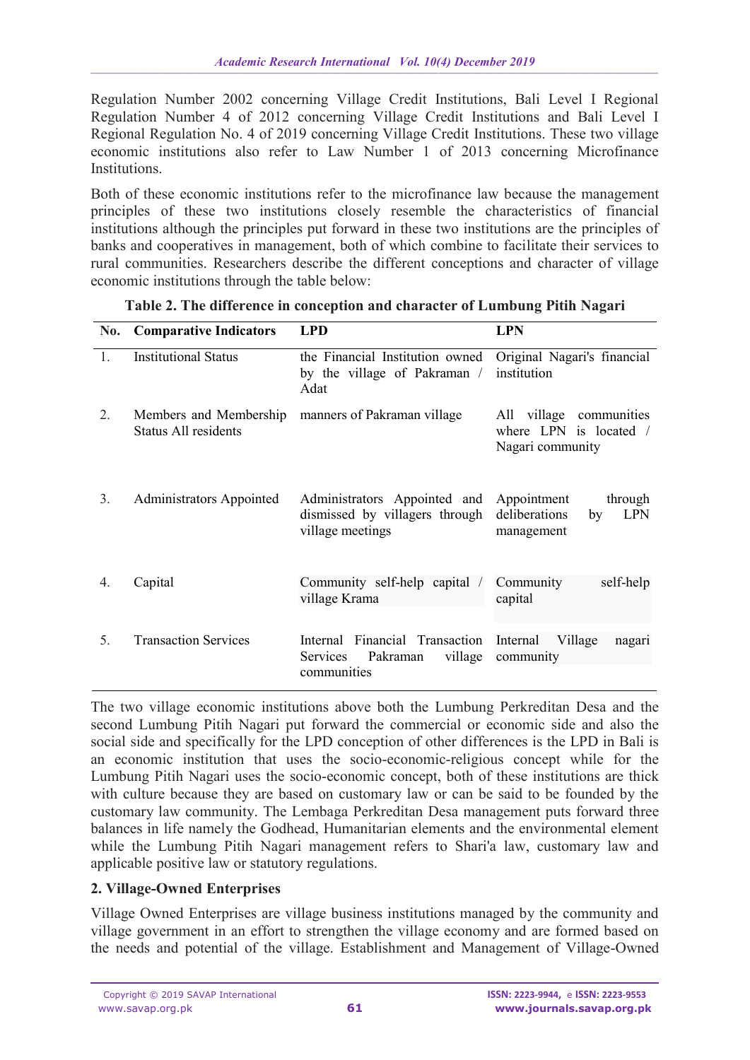Regulation Number 2002 concerning Village Credit Institutions, Bali Level I Regional Regulation Number 4 of 2012 concerning Village Credit Institutions and Bali Level I Regional Regulation No. 4 of 2019 concerning Village Credit Institutions. These two village economic institutions also refer to Law Number 1 of 2013 concerning Microfinance Institutions.

Both of these economic institutions refer to the microfinance law because the management principles of these two institutions closely resemble the characteristics of financial institutions although the principles put forward in these two institutions are the principles of banks and cooperatives in management, both of which combine to facilitate their services to rural communities. Researchers describe the different conceptions and character of village economic institutions through the table below:

**Table 2. The difference in conception and character of Lumbung Pitih Nagari**

| No. | Comparative Indicators | LPD | LPN |
|---|---|---|---|
| 1. | Institutional Status | the Financial Institution owned by the village of Pakraman / Adat | Original Nagari's financial institution |
| 2. | Members and Membership Status All residents | manners of Pakraman village | All village communities where LPN is located / Nagari community |
| 3. | Administrators Appointed | Administrators Appointed and dismissed by villagers through village meetings | Appointment through deliberations by LPN management |
| 4. | Capital | Community self-help capital / village Krama | Community self-help capital |
| 5. | Transaction Services | Internal Financial Transaction Services Pakraman village communities | Internal Village nagari community |

The two village economic institutions above both the Lumbung Perkreditan Desa and the second Lumbung Pitih Nagari put forward the commercial or economic side and also the social side and specifically for the LPD conception of other differences is the LPD in Bali is an economic institution that uses the socio-economic-religious concept while for the Lumbung Pitih Nagari uses the socio-economic concept, both of these institutions are thick with culture because they are based on customary law or can be said to be founded by the customary law community. The Lembaga Perkreditan Desa management puts forward three balances in life namely the Godhead, Humanitarian elements and the environmental element while the Lumbung Pitih Nagari management refers to Shari'a law, customary law and applicable positive law or statutory regulations.

**2. Village-Owned Enterprises**

Village Owned Enterprises are village business institutions managed by the community and village government in an effort to strengthen the village economy and are formed based on the needs and potential of the village. Establishment and Management of Village-Owned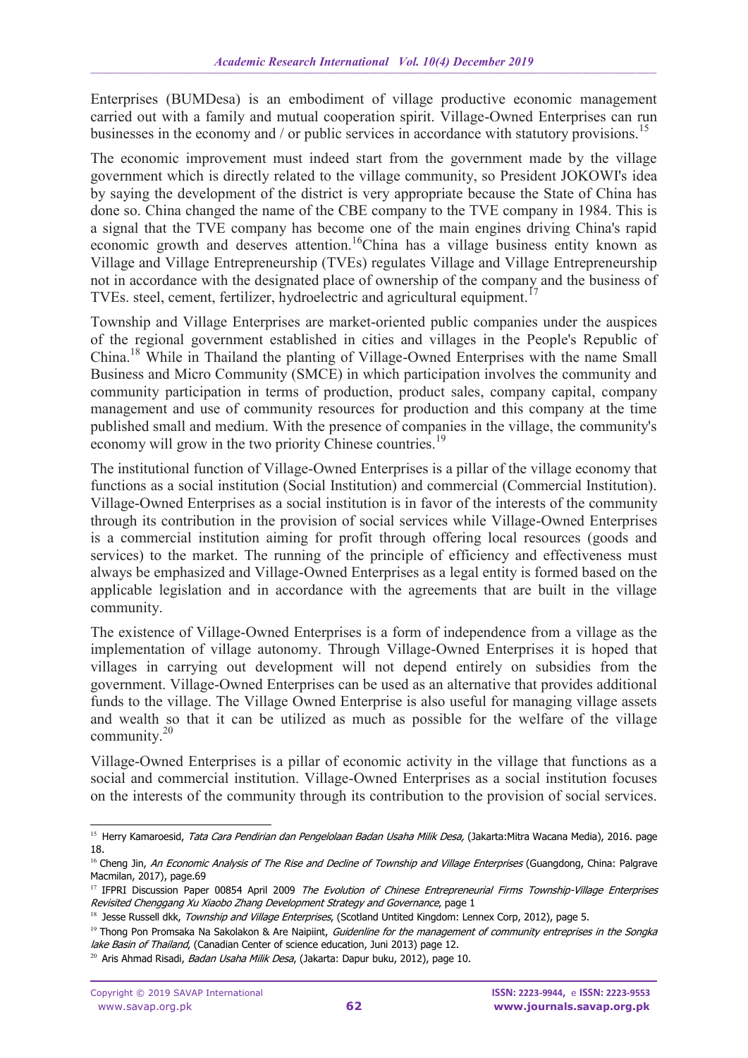Enterprises (BUMDesa) is an embodiment of village productive economic management carried out with a family and mutual cooperation spirit. Village-Owned Enterprises can run businesses in the economy and / or public services in accordance with statutory provisions.[15]

The economic improvement must indeed start from the government made by the village government which is directly related to the village community, so President JOKOWI's idea by saying the development of the district is very appropriate because the State of China has done so. China changed the name of the CBE company to the TVE company in 1984. This is a signal that the TVE company has become one of the main engines driving China's rapid economic growth and deserves attention.[16]China has a village business entity known as Village and Village Entrepreneurship (TVEs) regulates Village and Village Entrepreneurship not in accordance with the designated place of ownership of the company and the business of TVEs. steel, cement, fertilizer, hydroelectric and agricultural equipment.[17]

Township and Village Enterprises are market-oriented public companies under the auspices of the regional government established in cities and villages in the People's Republic of China.[18] While in Thailand the planting of Village-Owned Enterprises with the name Small Business and Micro Community (SMCE) in which participation involves the community and community participation in terms of production, product sales, company capital, company management and use of community resources for production and this company at the time published small and medium. With the presence of companies in the village, the community's economy will grow in the two priority Chinese countries.[19]

The institutional function of Village-Owned Enterprises is a pillar of the village economy that functions as a social institution (Social Institution) and commercial (Commercial Institution). Village-Owned Enterprises as a social institution is in favor of the interests of the community through its contribution in the provision of social services while Village-Owned Enterprises is a commercial institution aiming for profit through offering local resources (goods and services) to the market. The running of the principle of efficiency and effectiveness must always be emphasized and Village-Owned Enterprises as a legal entity is formed based on the applicable legislation and in accordance with the agreements that are built in the village community.

The existence of Village-Owned Enterprises is a form of independence from a village as the implementation of village autonomy. Through Village-Owned Enterprises it is hoped that villages in carrying out development will not depend entirely on subsidies from the government. Village-Owned Enterprises can be used as an alternative that provides additional funds to the village. The Village Owned Enterprise is also useful for managing village assets and wealth so that it can be utilized as much as possible for the welfare of the village community.[20]

Village-Owned Enterprises is a pillar of economic activity in the village that functions as a social and commercial institution. Village-Owned Enterprises as a social institution focuses on the interests of the community through its contribution to the provision of social services.

---

[15] Herry Kamaroesid, *Tata Cara Pendirian dan Pengelolaan Badan Usaha Milik Desa,* (Jakarta:Mitra Wacana Media), 2016. page 18.

[16] Cheng Jin, *An Economic Analysis of The Rise and Decline of Township and Village Enterprises* (Guangdong, China: Palgrave Macmilan, 2017), page.69

[17] IFPRI Discussion Paper 00854 April 2009 *The Evolution of Chinese Entrepreneurial Firms Township-Village Enterprises Revisited Chenggang Xu Xiaobo Zhang Development Strategy and Governance*, page 1

[18] Jesse Russell dkk, *Township and Village Enterprises*, (Scotland Untited Kingdom: Lennex Corp, 2012), page 5.

[19] Thong Pon Promsaka Na Sakolakon & Are Naipiint, *Guidenline for the management of community entreprises in the Songka lake Basin of Thailand*, (Canadian Center of science education, Juni 2013) page 12.

[20] Aris Ahmad Risadi, *Badan Usaha Milik Desa*, (Jakarta: Dapur buku, 2012), page 10.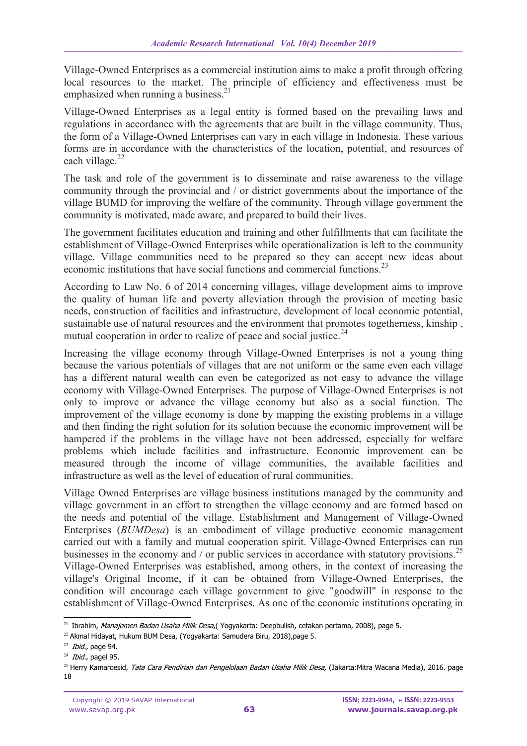Village-Owned Enterprises as a commercial institution aims to make a profit through offering local resources to the market. The principle of efficiency and effectiveness must be emphasized when running a business.[21]

Village-Owned Enterprises as a legal entity is formed based on the prevailing laws and regulations in accordance with the agreements that are built in the village community. Thus, the form of a Village-Owned Enterprises can vary in each village in Indonesia. These various forms are in accordance with the characteristics of the location, potential, and resources of each village.[22]

The task and role of the government is to disseminate and raise awareness to the village community through the provincial and / or district governments about the importance of the village BUMD for improving the welfare of the community. Through village government the community is motivated, made aware, and prepared to build their lives.

The government facilitates education and training and other fulfillments that can facilitate the establishment of Village-Owned Enterprises while operationalization is left to the community village. Village communities need to be prepared so they can accept new ideas about economic institutions that have social functions and commercial functions.[23]

According to Law No. 6 of 2014 concerning villages, village development aims to improve the quality of human life and poverty alleviation through the provision of meeting basic needs, construction of facilities and infrastructure, development of local economic potential, sustainable use of natural resources and the environment that promotes togetherness, kinship , mutual cooperation in order to realize of peace and social justice.[24]

Increasing the village economy through Village-Owned Enterprises is not a young thing because the various potentials of villages that are not uniform or the same even each village has a different natural wealth can even be categorized as not easy to advance the village economy with Village-Owned Enterprises. The purpose of Village-Owned Enterprises is not only to improve or advance the village economy but also as a social function. The improvement of the village economy is done by mapping the existing problems in a village and then finding the right solution for its solution because the economic improvement will be hampered if the problems in the village have not been addressed, especially for welfare problems which include facilities and infrastructure. Economic improvement can be measured through the income of village communities, the available facilities and infrastructure as well as the level of education of rural communities.

Village Owned Enterprises are village business institutions managed by the community and village government in an effort to strengthen the village economy and are formed based on the needs and potential of the village. Establishment and Management of Village-Owned Enterprises (*BUMDesa*) is an embodiment of village productive economic management carried out with a family and mutual cooperation spirit. Village-Owned Enterprises can run businesses in the economy and / or public services in accordance with statutory provisions.[25] Village-Owned Enterprises was established, among others, in the context of increasing the village's Original Income, if it can be obtained from Village-Owned Enterprises, the condition will encourage each village government to give "goodwill" in response to the establishment of Village-Owned Enterprises. As one of the economic institutions operating in

---

[21] Ibrahim, *Manajemen Badan Usaha Milik Desa*,( Yogyakarta: Deepbulish, cetakan pertama, 2008), page 5.

[22] Akmal Hidayat, Hukum BUM Desa, (Yogyakarta: Samudera Biru, 2018),page 5.

[23] *Ibid.,* page 94.

[24] *Ibid.,* pagel 95.

[25] Herry Kamaroesid, *Tata Cara Pendirian dan Pengelolaan Badan Usaha Milik Desa,* (Jakarta:Mitra Wacana Media), 2016. page 18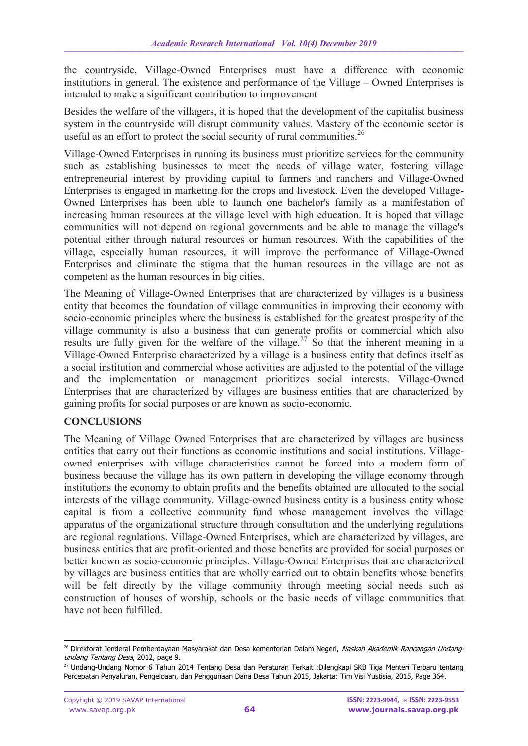the countryside, Village-Owned Enterprises must have a difference with economic institutions in general. The existence and performance of the Village – Owned Enterprises is intended to make a significant contribution to improvement

Besides the welfare of the villagers, it is hoped that the development of the capitalist business system in the countryside will disrupt community values. Mastery of the economic sector is useful as an effort to protect the social security of rural communities.[26]

Village-Owned Enterprises in running its business must prioritize services for the community such as establishing businesses to meet the needs of village water, fostering village entrepreneurial interest by providing capital to farmers and ranchers and Village-Owned Enterprises is engaged in marketing for the crops and livestock. Even the developed Village-Owned Enterprises has been able to launch one bachelor's family as a manifestation of increasing human resources at the village level with high education. It is hoped that village communities will not depend on regional governments and be able to manage the village's potential either through natural resources or human resources. With the capabilities of the village, especially human resources, it will improve the performance of Village-Owned Enterprises and eliminate the stigma that the human resources in the village are not as competent as the human resources in big cities.

The Meaning of Village-Owned Enterprises that are characterized by villages is a business entity that becomes the foundation of village communities in improving their economy with socio-economic principles where the business is established for the greatest prosperity of the village community is also a business that can generate profits or commercial which also results are fully given for the welfare of the village.[27] So that the inherent meaning in a Village-Owned Enterprise characterized by a village is a business entity that defines itself as a social institution and commercial whose activities are adjusted to the potential of the village and the implementation or management prioritizes social interests. Village-Owned Enterprises that are characterized by villages are business entities that are characterized by gaining profits for social purposes or are known as socio-economic.

## CONCLUSIONS

The Meaning of Village Owned Enterprises that are characterized by villages are business entities that carry out their functions as economic institutions and social institutions. Village-owned enterprises with village characteristics cannot be forced into a modern form of business because the village has its own pattern in developing the village economy through institutions the economy to obtain profits and the benefits obtained are allocated to the social interests of the village community. Village-owned business entity is a business entity whose capital is from a collective community fund whose management involves the village apparatus of the organizational structure through consultation and the underlying regulations are regional regulations. Village-Owned Enterprises, which are characterized by villages, are business entities that are profit-oriented and those benefits are provided for social purposes or better known as socio-economic principles. Village-Owned Enterprises that are characterized by villages are business entities that are wholly carried out to obtain benefits whose benefits will be felt directly by the village community through meeting social needs such as construction of houses of worship, schools or the basic needs of village communities that have not been fulfilled.

---

[26] Direktorat Jenderal Pemberdayaan Masyarakat dan Desa kementerian Dalam Negeri, *Naskah Akademik Rancangan Undang-undang Tentang Desa*, 2012, page 9.

[27] Undang-Undang Nomor 6 Tahun 2014 Tentang Desa dan Peraturan Terkait :Dilengkapi SKB Tiga Menteri Terbaru tentang Percepatan Penyaluran, Pengeloaan, dan Penggunaan Dana Desa Tahun 2015, Jakarta: Tim Visi Yustisia, 2015, Page 364.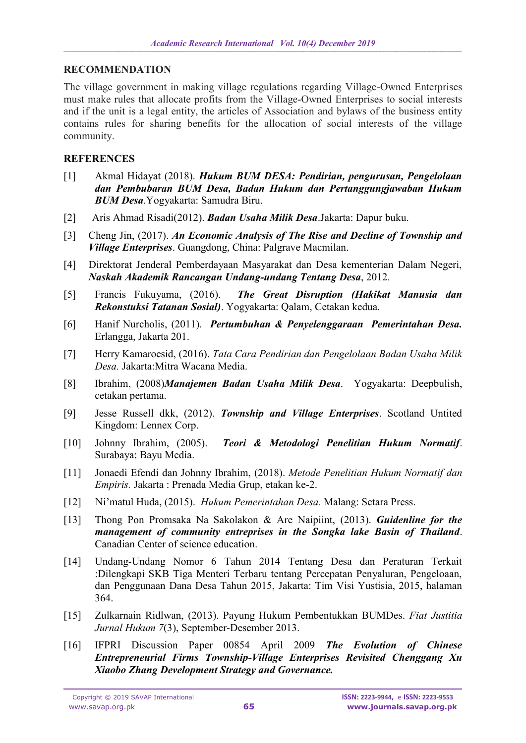## RECOMMENDATION

The village government in making village regulations regarding Village-Owned Enterprises must make rules that allocate profits from the Village-Owned Enterprises to social interests and if the unit is a legal entity, the articles of Association and bylaws of the business entity contains rules for sharing benefits for the allocation of social interests of the village community.

## REFERENCES

[1] Akmal Hidayat (2018). ***Hukum BUM DESA: Pendirian, pengurusan, Pengelolaan dan Pembubaran BUM Desa, Badan Hukum dan Pertanggungjawaban Hukum BUM Desa***.Yogyakarta: Samudra Biru.

[2] Aris Ahmad Risadi(2012). ***Badan Usaha Milik Desa***.Jakarta: Dapur buku.

[3] Cheng Jin, (2017). ***An Economic Analysis of The Rise and Decline of Township and Village Enterprises***. Guangdong, China: Palgrave Macmilan.

[4] Direktorat Jenderal Pemberdayaan Masyarakat dan Desa kementerian Dalam Negeri, ***Naskah Akademik Rancangan Undang-undang Tentang Desa***, 2012.

[5] Francis Fukuyama, (2016). ***The Great Disruption (Hakikat Manusia dan Rekonstuksi Tatanan Sosial)***. Yogyakarta: Qalam, Cetakan kedua.

[6] Hanif Nurcholis, (2011). ***Pertumbuhan & Penyelenggaraan Pemerintahan Desa.*** Erlangga, Jakarta 201.

[7] Herry Kamaroesid, (2016). *Tata Cara Pendirian dan Pengelolaan Badan Usaha Milik Desa.* Jakarta:Mitra Wacana Media.

[8] Ibrahim, (2008)***Manajemen Badan Usaha Milik Desa***. Yogyakarta: Deepbulish, cetakan pertama.

[9] Jesse Russell dkk, (2012). ***Township and Village Enterprises***. Scotland Untited Kingdom: Lennex Corp.

[10] Johnny Ibrahim, (2005). ***Teori & Metodologi Penelitian Hukum Normatif***. Surabaya: Bayu Media.

[11] Jonaedi Efendi dan Johnny Ibrahim, (2018). *Metode Penelitian Hukum Normatif dan Empiris.* Jakarta : Prenada Media Grup, etakan ke-2.

[12] Ni'matul Huda, (2015). *Hukum Pemerintahan Desa.* Malang: Setara Press.

[13] Thong Pon Promsaka Na Sakolakon & Are Naipiint, (2013). ***Guidenline for the management of community entreprises in the Songka lake Basin of Thailand***. Canadian Center of science education.

[14] Undang-Undang Nomor 6 Tahun 2014 Tentang Desa dan Peraturan Terkait :Dilengkapi SKB Tiga Menteri Terbaru tentang Percepatan Penyaluran, Pengeloaan, dan Penggunaan Dana Desa Tahun 2015, Jakarta: Tim Visi Yustisia, 2015, halaman 364.

[15] Zulkarnain Ridlwan, (2013). Payung Hukum Pembentukkan BUMDes. *Fiat Justitia Jurnal Hukum 7*(3), September-Desember 2013.

[16] IFPRI Discussion Paper 00854 April 2009 ***The Evolution of Chinese Entrepreneurial Firms Township-Village Enterprises Revisited Chenggang Xu Xiaobo Zhang Development Strategy and Governance.***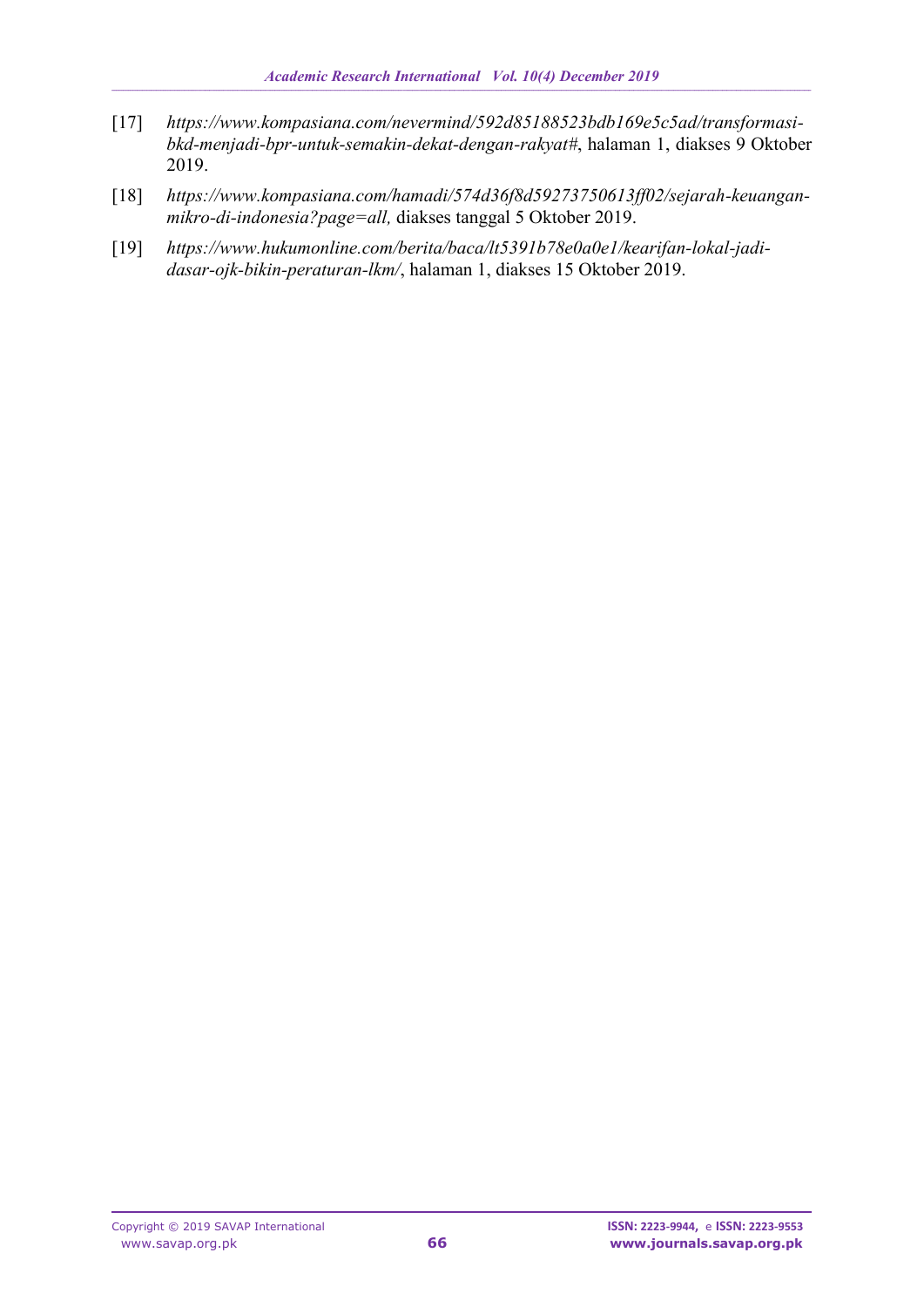[17] *https://www.kompasiana.com/nevermind/592d85188523bdb169e5c5ad/transformasi-bkd-menjadi-bpr-untuk-semakin-dekat-dengan-rakyat#*, halaman 1, diakses 9 Oktober 2019.

[18] *https://www.kompasiana.com/hamadi/574d36f8d59273750613ff02/sejarah-keuangan-mikro-di-indonesia?page=all,* diakses tanggal 5 Oktober 2019.

[19] *https://www.hukumonline.com/berita/baca/lt5391b78e0a0e1/kearifan-lokal-jadi-dasar-ojk-bikin-peraturan-lkm/*, halaman 1, diakses 15 Oktober 2019.